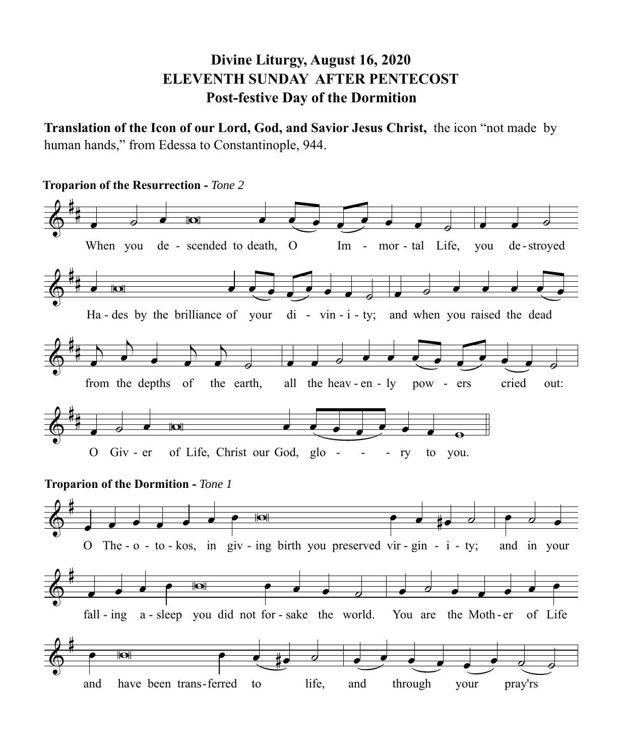# Divine Liturgy, August 16, 2020
## ELEVENTH SUNDAY AFTER PENTECOST
## Post-festive Day of the Dormition

**Translation of the Icon of our Lord, God, and Savior Jesus Christ,** the icon "not made by human hands," from Edessa to Constantinople, 944.

**Troparion of the Resurrection -** *Tone 2*

When you de - scended to death, O Im - mor - tal Life, you de - stroyed

Ha - des by the brilliance of your di - vin - i - ty; and when you raised the dead

from the depths of the earth, all the heav - en - ly pow - ers cried out:

O Giv - er of Life, Christ our God, glo - - - ry to you.

**Troparion of the Dormition -** *Tone 1*

O The - o - to - kos, in giv - ing birth you preserved vir - gin - i - ty; and in your

fall - ing a - sleep you did not for - sake the world. You are the Moth - er of Life

and have been trans - ferred to life, and through your pray'rs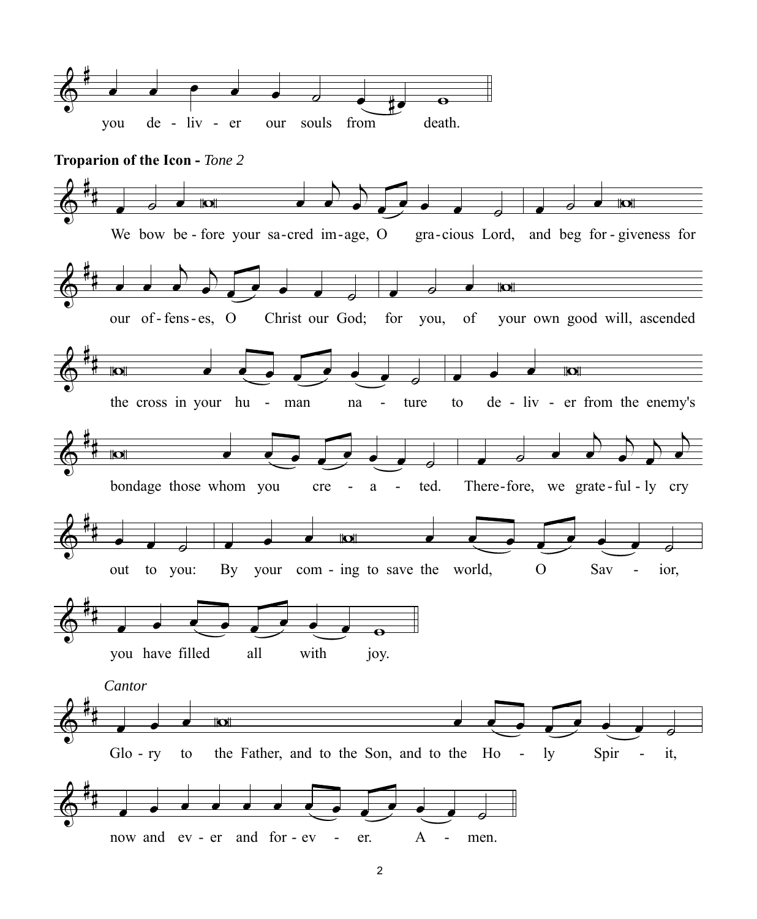you de - liv - er our souls from death.

**Troparion of the Icon -** *Tone 2*

We bow be - fore your sa-cred im-age, O gra-cious Lord, and beg for - giveness for our of - fens - es, O Christ our God; for you, of your own good will, ascended the cross in your hu - man na - ture to de - liv - er from the enemy's bondage those whom you cre - a - ted. There-fore, we grate - ful - ly cry out to you: By your com - ing to save the world, O Sav - ior, you have filled all with joy.

*Cantor*

Glo - ry to the Father, and to the Son, and to the Ho - ly Spir - it, now and ev - er and for - ev - er. A - men.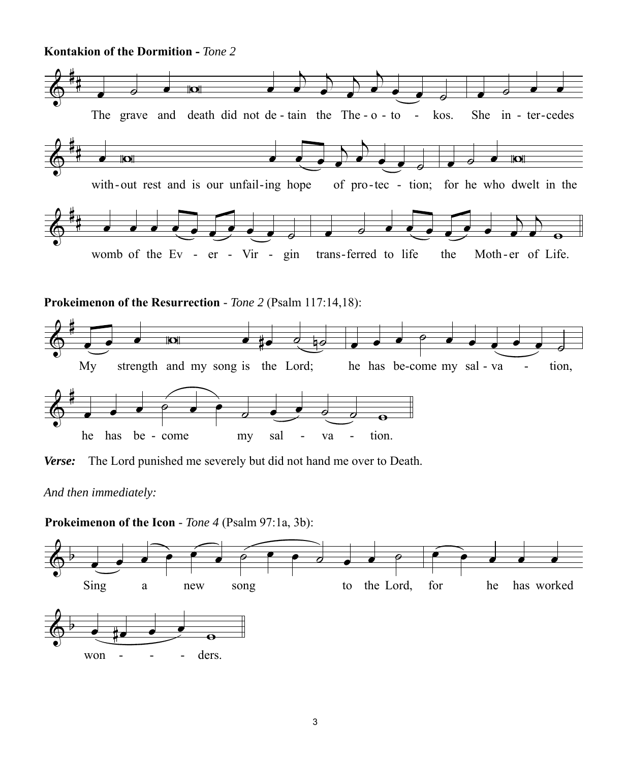**Kontakion of the Dormition -** *Tone 2*

The grave and death did not de-tain the The-o-to - kos. She in-ter-cedes with-out rest and is our unfail-ing hope of pro-tec - tion; for he who dwelt in the womb of the Ev - er - Vir - gin trans-ferred to life the Moth-er of Life.

**Prokeimenon of the Resurrection** - *Tone 2* (Psalm 117:14,18):

My strength and my song is the Lord; he has be-come my sal-va - tion, he has be-come my sal - va - tion.

***Verse:*** The Lord punished me severely but did not hand me over to Death.

*And then immediately:*

**Prokeimenon of the Icon** - *Tone 4* (Psalm 97:1a, 3b):

Sing a new song to the Lord, for he has worked won - - - ders.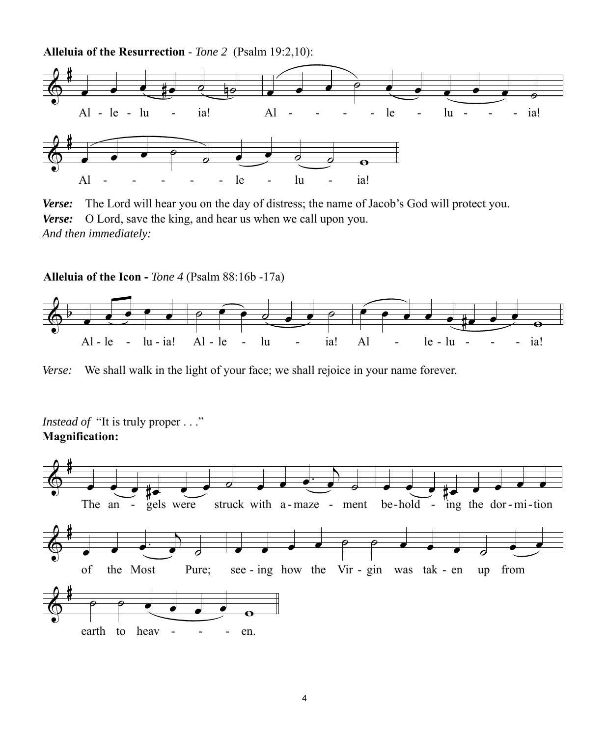**Alleluia of the Resurrection** - *Tone 2* (Psalm 19:2,10):

Al - le - lu - ia! Al - - - - le - lu - - - ia!

Al - - - - - le - lu - ia!

***Verse:*** The Lord will hear you on the day of distress; the name of Jacob's God will protect you.
***Verse:*** O Lord, save the king, and hear us when we call upon you.
*And then immediately:*

**Alleluia of the Icon -** *Tone 4* (Psalm 88:16b -17a)

Al - le - lu - ia! Al - le - lu - ia! Al - le - lu - - - ia!

*Verse:* We shall walk in the light of your face; we shall rejoice in your name forever.

*Instead of* "It is truly proper . . ."
**Magnification:**

The an - gels were struck with a - maze - ment be-hold - ing the dor - mi - tion of the Most Pure; see - ing how the Vir - gin was tak - en up from earth to heav - - - en.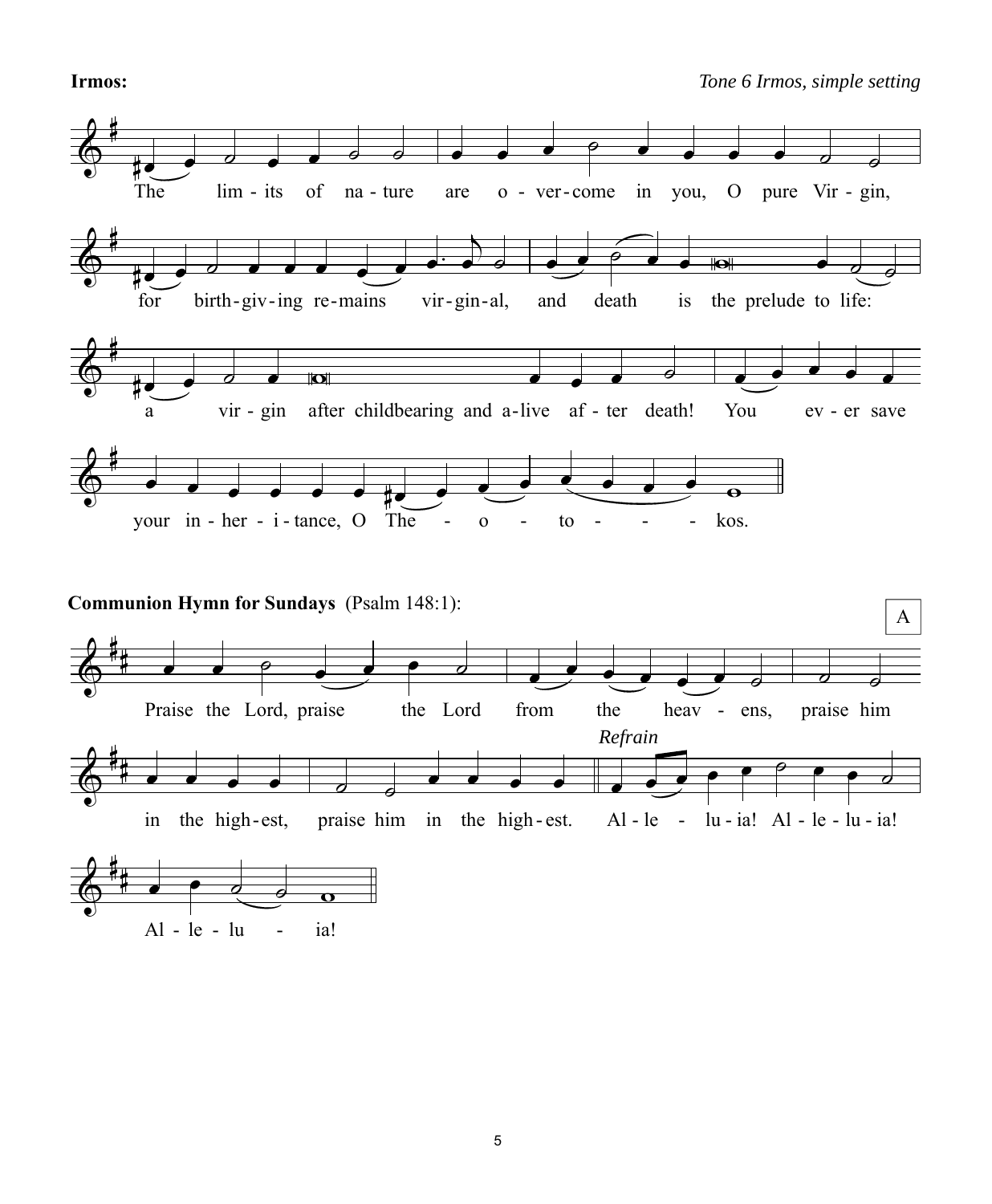**Irmos:** *Tone 6 Irmos, simple setting*

The limits of nature are overcome in you, O pure Virgin,

for birth-giving remains virginal, and death is the prelude to life:

a virgin after childbearing and alive after death! You ever save

your inheritance, O Theotokos.

**Communion Hymn for Sundays** (Psalm 148:1):

A

Praise the Lord, praise the Lord from the heavens, praise him

in the highest, praise him in the highest.

*Refrain*

Alleluia! Alleluia!

Alleluia!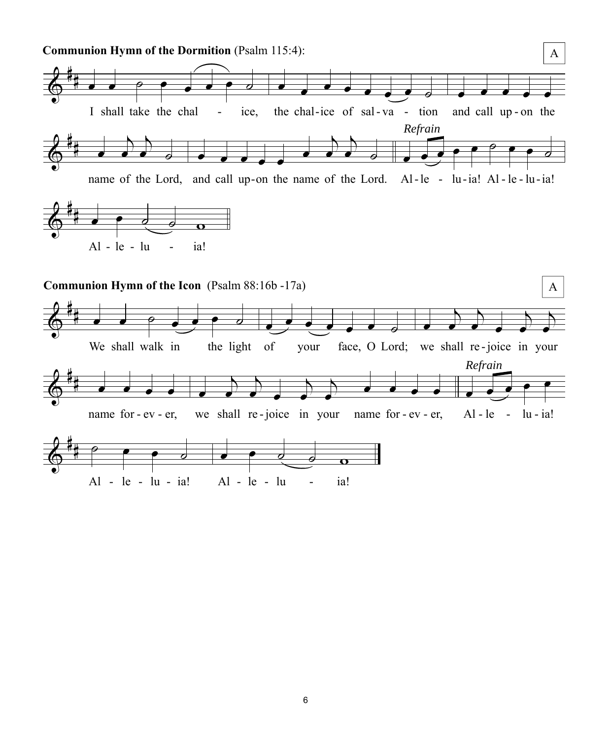**Communion Hymn of the Dormition** (Psalm 115:4):

A

I shall take the chal - ice, the chal-ice of sal-va - tion and call up-on the name of the Lord, and call up-on the name of the Lord.

*Refrain*

Al-le - lu-ia! Al-le-lu-ia! Al - le - lu - ia!

**Communion Hymn of the Icon** (Psalm 88:16b -17a)

A

We shall walk in the light of your face, O Lord; we shall re-joice in your name for-ev-er, we shall re-joice in your name for-ev-er,

*Refrain*

Al-le - lu-ia! Al - le - lu - ia! Al - le - lu - ia!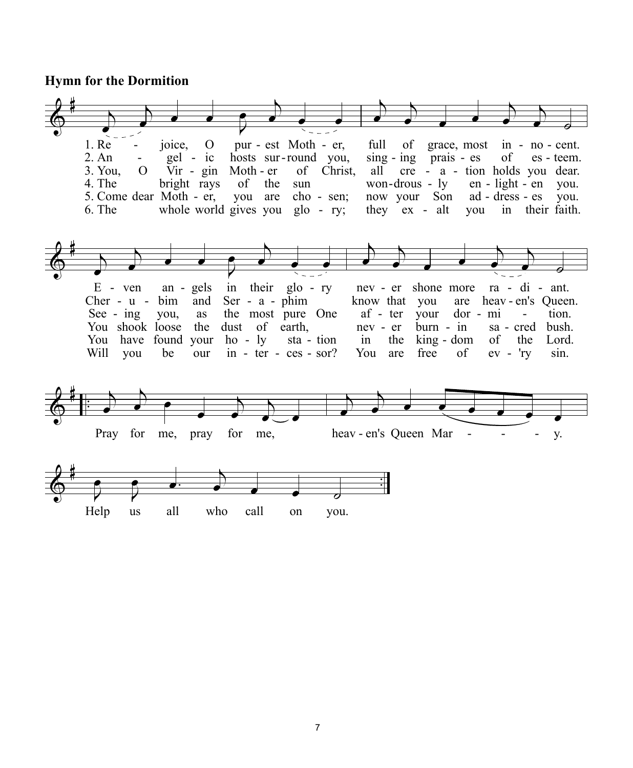## Hymn for the Dormition

1. Re - joice, O pur - est Moth - er, full of grace, most in - no - cent.
2. An - gel - ic hosts sur-round you, sing - ing prais - es of es - teem.
3. You, O Vir - gin Moth - er of Christ, all cre - a - tion holds you dear.
4. The bright rays of the sun won-drous - ly en - light - en you.
5. Come dear Moth - er, you are cho - sen; now your Son ad - dress - es you.
6. The whole world gives you glo - ry; they ex - alt you in their faith.

E - ven an - gels in their glo - ry nev - er shone more ra - di - ant.
Cher - u - bim and Ser - a - phim know that you are heav - en's Queen.
See - ing you, as the most pure One af - ter your dor - mi - tion.
You shook loose the dust of earth, nev - er burn - in sa - cred bush.
You have found your ho - ly sta - tion in the king - dom of the Lord.
Will you be our in - ter - ces - sor? You are free of ev - 'ry sin.

Pray for me, pray for me, heav - en's Queen Mar - - - y.

Help us all who call on you.